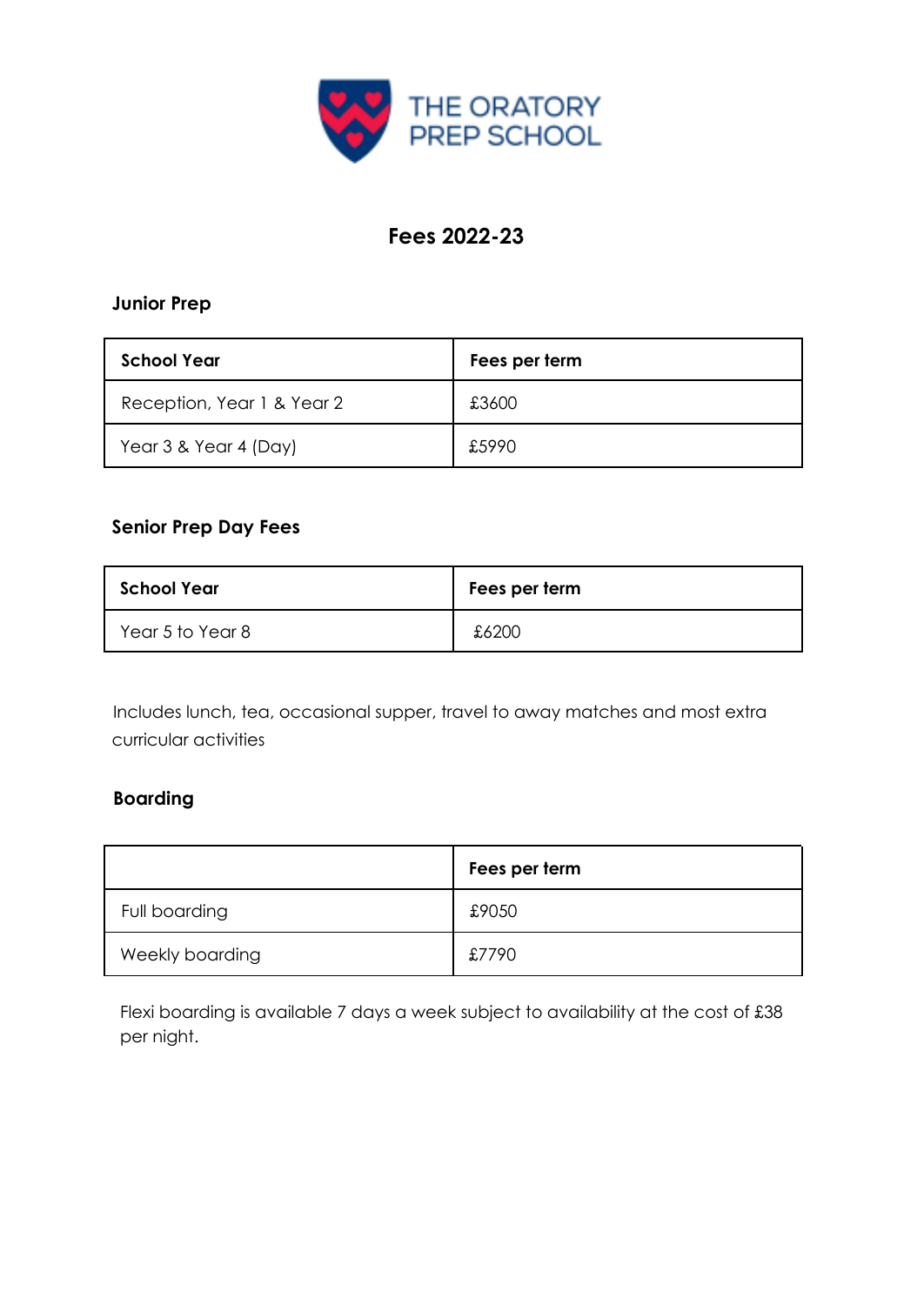THE ORATORY PREP SCHOOL

# Fees 2022-23

## Junior Prep

| School Year | Fees per term |
| --- | --- |
| Reception, Year 1 & Year 2 | £3600 |
| Year 3 & Year 4 (Day) | £5990 |

## Senior Prep Day Fees

| School Year | Fees per term |
| --- | --- |
| Year 5 to Year 8 | £6200 |

Includes lunch, tea, occasional supper, travel to away matches and most extra curricular activities

## Boarding

| | Fees per term |
| --- | --- |
| Full boarding | £9050 |
| Weekly boarding | £7790 |

Flexi boarding is available 7 days a week subject to availability at the cost of £38 per night.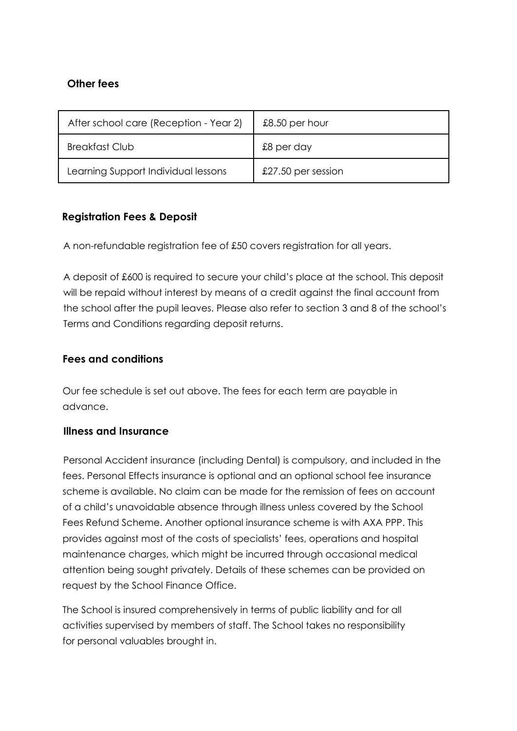## Other fees

| | |
|---|---|
| After school care (Reception - Year 2) | £8.50 per hour |
| Breakfast Club | £8 per day |
| Learning Support Individual lessons | £27.50 per session |

## Registration Fees & Deposit

A non-refundable registration fee of £50 covers registration for all years.

A deposit of £600 is required to secure your child's place at the school. This deposit will be repaid without interest by means of a credit against the final account from the school after the pupil leaves. Please also refer to section 3 and 8 of the school's Terms and Conditions regarding deposit returns.

## Fees and conditions

Our fee schedule is set out above. The fees for each term are payable in advance.

## Illness and Insurance

Personal Accident insurance (including Dental) is compulsory, and included in the fees. Personal Effects insurance is optional and an optional school fee insurance scheme is available. No claim can be made for the remission of fees on account of a child's unavoidable absence through illness unless covered by the School Fees Refund Scheme. Another optional insurance scheme is with AXA PPP. This provides against most of the costs of specialists' fees, operations and hospital maintenance charges, which might be incurred through occasional medical attention being sought privately. Details of these schemes can be provided on request by the School Finance Office.

The School is insured comprehensively in terms of public liability and for all activities supervised by members of staff. The School takes no responsibility for personal valuables brought in.